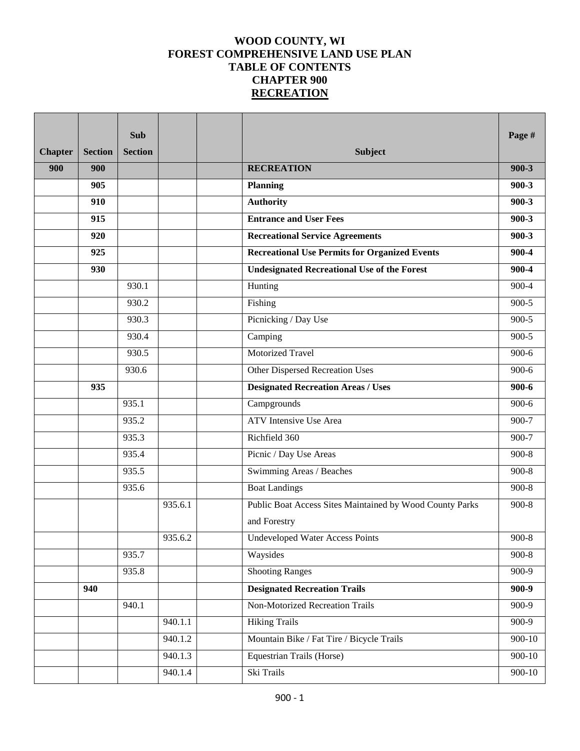# WOOD COUNTY, WI
# FOREST COMPREHENSIVE LAND USE PLAN
# TABLE OF CONTENTS
# CHAPTER 900
# RECREATION

| Chapter | Section | Sub Section | | | Subject | Page # |
|---|---|---|---|---|---|---|
| **900** | **900** | | | | **RECREATION** | **900-3** |
| | **905** | | | | **Planning** | **900-3** |
| | **910** | | | | **Authority** | **900-3** |
| | **915** | | | | **Entrance and User Fees** | **900-3** |
| | **920** | | | | **Recreational Service Agreements** | **900-3** |
| | **925** | | | | **Recreational Use Permits for Organized Events** | **900-4** |
| | **930** | | | | **Undesignated Recreational Use of the Forest** | **900-4** |
| | | 930.1 | | | Hunting | 900-4 |
| | | 930.2 | | | Fishing | 900-5 |
| | | 930.3 | | | Picnicking / Day Use | 900-5 |
| | | 930.4 | | | Camping | 900-5 |
| | | 930.5 | | | Motorized Travel | 900-6 |
| | | 930.6 | | | Other Dispersed Recreation Uses | 900-6 |
| | **935** | | | | **Designated Recreation Areas / Uses** | **900-6** |
| | | 935.1 | | | Campgrounds | 900-6 |
| | | 935.2 | | | ATV Intensive Use Area | 900-7 |
| | | 935.3 | | | Richfield 360 | 900-7 |
| | | 935.4 | | | Picnic / Day Use Areas | 900-8 |
| | | 935.5 | | | Swimming Areas / Beaches | 900-8 |
| | | 935.6 | | | Boat Landings | 900-8 |
| | | | 935.6.1 | | Public Boat Access Sites Maintained by Wood County Parks and Forestry | 900-8 |
| | | | 935.6.2 | | Undeveloped Water Access Points | 900-8 |
| | | 935.7 | | | Waysides | 900-8 |
| | | 935.8 | | | Shooting Ranges | 900-9 |
| | **940** | | | | **Designated Recreation Trails** | **900-9** |
| | | 940.1 | | | Non-Motorized Recreation Trails | 900-9 |
| | | | 940.1.1 | | Hiking Trails | 900-9 |
| | | | 940.1.2 | | Mountain Bike / Fat Tire / Bicycle Trails | 900-10 |
| | | | 940.1.3 | | Equestrian Trails (Horse) | 900-10 |
| | | | 940.1.4 | | Ski Trails | 900-10 |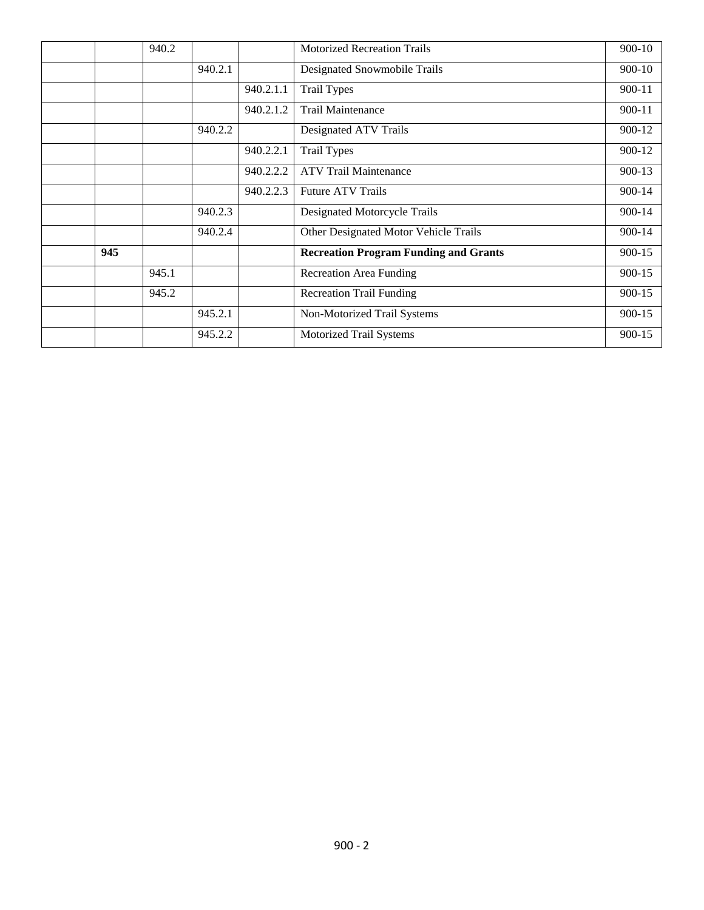| | | | | | | |
|---|---|---|---|---|---|---|
| | | 940.2 | | | Motorized Recreation Trails | 900-10 |
| | | | 940.2.1 | | Designated Snowmobile Trails | 900-10 |
| | | | | 940.2.1.1 | Trail Types | 900-11 |
| | | | | 940.2.1.2 | Trail Maintenance | 900-11 |
| | | | 940.2.2 | | Designated ATV Trails | 900-12 |
| | | | | 940.2.2.1 | Trail Types | 900-12 |
| | | | | 940.2.2.2 | ATV Trail Maintenance | 900-13 |
| | | | | 940.2.2.3 | Future ATV Trails | 900-14 |
| | | | 940.2.3 | | Designated Motorcycle Trails | 900-14 |
| | | | 940.2.4 | | Other Designated Motor Vehicle Trails | 900-14 |
| | **945** | | | | **Recreation Program Funding and Grants** | 900-15 |
| | | 945.1 | | | Recreation Area Funding | 900-15 |
| | | 945.2 | | | Recreation Trail Funding | 900-15 |
| | | | 945.2.1 | | Non-Motorized Trail Systems | 900-15 |
| | | | 945.2.2 | | Motorized Trail Systems | 900-15 |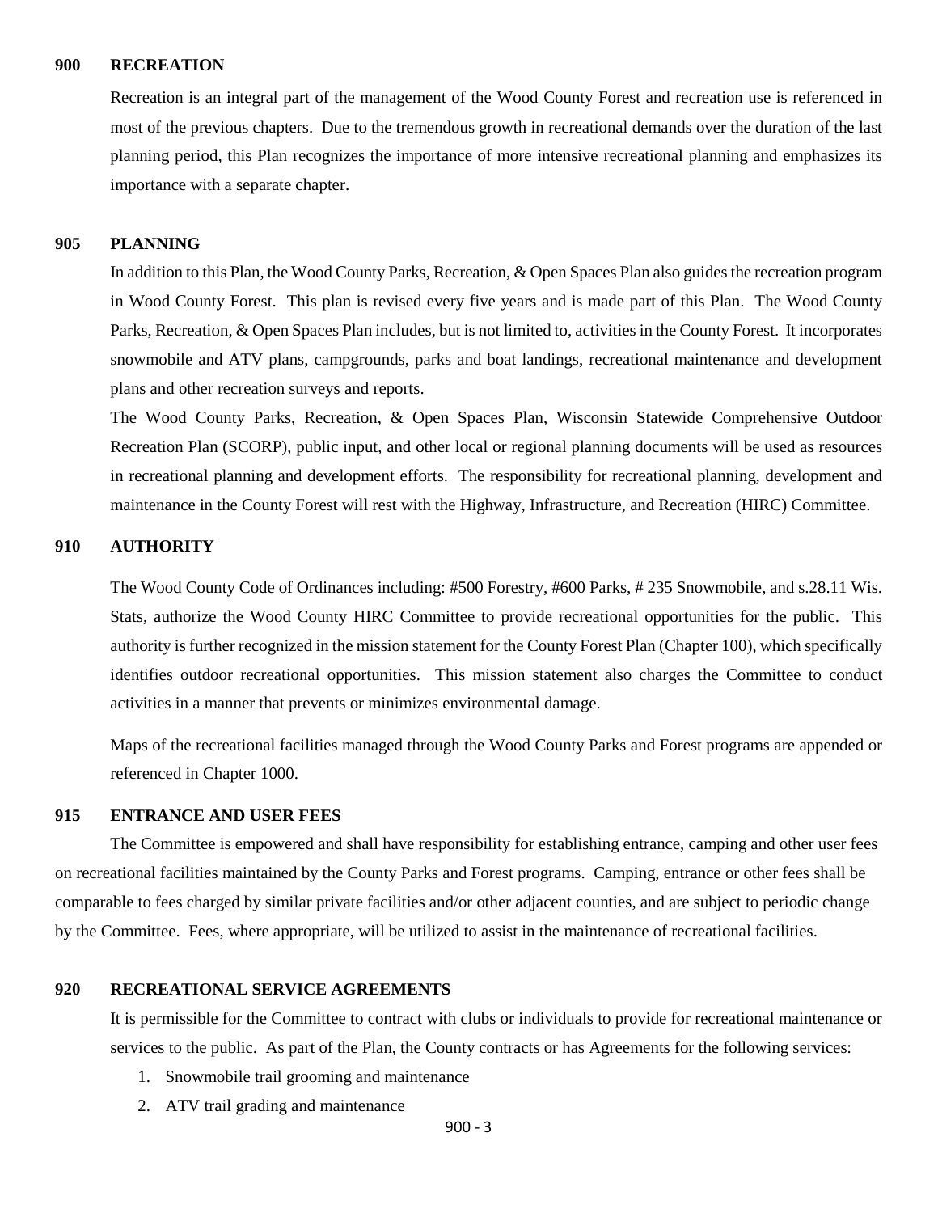## 900 RECREATION

Recreation is an integral part of the management of the Wood County Forest and recreation use is referenced in most of the previous chapters. Due to the tremendous growth in recreational demands over the duration of the last planning period, this Plan recognizes the importance of more intensive recreational planning and emphasizes its importance with a separate chapter.

## 905 PLANNING

In addition to this Plan, the Wood County Parks, Recreation, & Open Spaces Plan also guides the recreation program in Wood County Forest. This plan is revised every five years and is made part of this Plan. The Wood County Parks, Recreation, & Open Spaces Plan includes, but is not limited to, activities in the County Forest. It incorporates snowmobile and ATV plans, campgrounds, parks and boat landings, recreational maintenance and development plans and other recreation surveys and reports.

The Wood County Parks, Recreation, & Open Spaces Plan, Wisconsin Statewide Comprehensive Outdoor Recreation Plan (SCORP), public input, and other local or regional planning documents will be used as resources in recreational planning and development efforts. The responsibility for recreational planning, development and maintenance in the County Forest will rest with the Highway, Infrastructure, and Recreation (HIRC) Committee.

## 910 AUTHORITY

The Wood County Code of Ordinances including: #500 Forestry, #600 Parks, # 235 Snowmobile, and s.28.11 Wis. Stats, authorize the Wood County HIRC Committee to provide recreational opportunities for the public. This authority is further recognized in the mission statement for the County Forest Plan (Chapter 100), which specifically identifies outdoor recreational opportunities. This mission statement also charges the Committee to conduct activities in a manner that prevents or minimizes environmental damage.

Maps of the recreational facilities managed through the Wood County Parks and Forest programs are appended or referenced in Chapter 1000.

## 915 ENTRANCE AND USER FEES

The Committee is empowered and shall have responsibility for establishing entrance, camping and other user fees on recreational facilities maintained by the County Parks and Forest programs. Camping, entrance or other fees shall be comparable to fees charged by similar private facilities and/or other adjacent counties, and are subject to periodic change by the Committee. Fees, where appropriate, will be utilized to assist in the maintenance of recreational facilities.

## 920 RECREATIONAL SERVICE AGREEMENTS

It is permissible for the Committee to contract with clubs or individuals to provide for recreational maintenance or services to the public. As part of the Plan, the County contracts or has Agreements for the following services:

1. Snowmobile trail grooming and maintenance
2. ATV trail grading and maintenance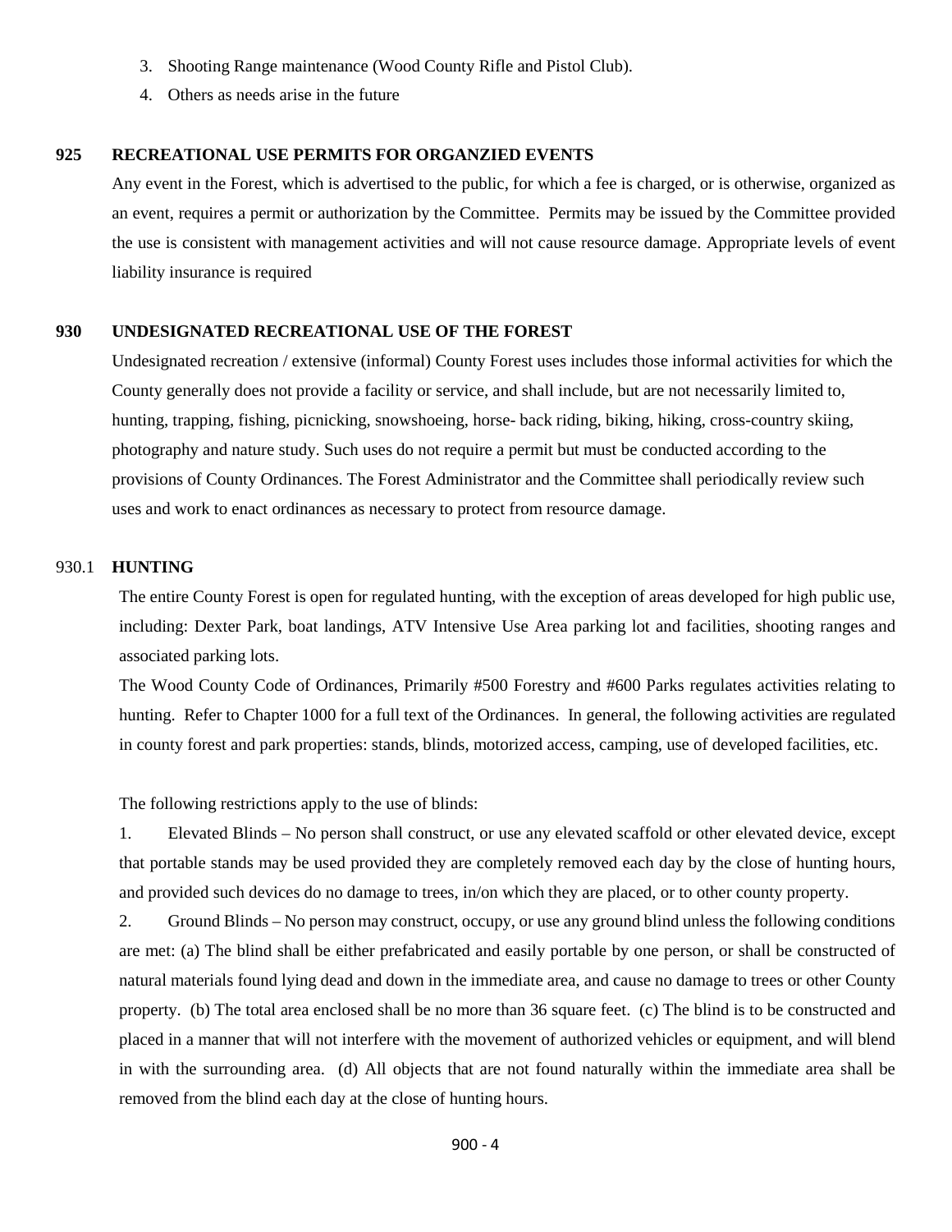3. Shooting Range maintenance (Wood County Rifle and Pistol Club).
4. Others as needs arise in the future

## 925 RECREATIONAL USE PERMITS FOR ORGANZIED EVENTS

Any event in the Forest, which is advertised to the public, for which a fee is charged, or is otherwise, organized as an event, requires a permit or authorization by the Committee. Permits may be issued by the Committee provided the use is consistent with management activities and will not cause resource damage. Appropriate levels of event liability insurance is required

## 930 UNDESIGNATED RECREATIONAL USE OF THE FOREST

Undesignated recreation / extensive (informal) County Forest uses includes those informal activities for which the County generally does not provide a facility or service, and shall include, but are not necessarily limited to, hunting, trapping, fishing, picnicking, snowshoeing, horse- back riding, biking, hiking, cross-country skiing, photography and nature study. Such uses do not require a permit but must be conducted according to the provisions of County Ordinances. The Forest Administrator and the Committee shall periodically review such uses and work to enact ordinances as necessary to protect from resource damage.

### 930.1 HUNTING

The entire County Forest is open for regulated hunting, with the exception of areas developed for high public use, including: Dexter Park, boat landings, ATV Intensive Use Area parking lot and facilities, shooting ranges and associated parking lots.

The Wood County Code of Ordinances, Primarily #500 Forestry and #600 Parks regulates activities relating to hunting. Refer to Chapter 1000 for a full text of the Ordinances. In general, the following activities are regulated in county forest and park properties: stands, blinds, motorized access, camping, use of developed facilities, etc.

The following restrictions apply to the use of blinds:

1. Elevated Blinds – No person shall construct, or use any elevated scaffold or other elevated device, except that portable stands may be used provided they are completely removed each day by the close of hunting hours, and provided such devices do no damage to trees, in/on which they are placed, or to other county property.
2. Ground Blinds – No person may construct, occupy, or use any ground blind unless the following conditions are met: (a) The blind shall be either prefabricated and easily portable by one person, or shall be constructed of natural materials found lying dead and down in the immediate area, and cause no damage to trees or other County property. (b) The total area enclosed shall be no more than 36 square feet. (c) The blind is to be constructed and placed in a manner that will not interfere with the movement of authorized vehicles or equipment, and will blend in with the surrounding area. (d) All objects that are not found naturally within the immediate area shall be removed from the blind each day at the close of hunting hours.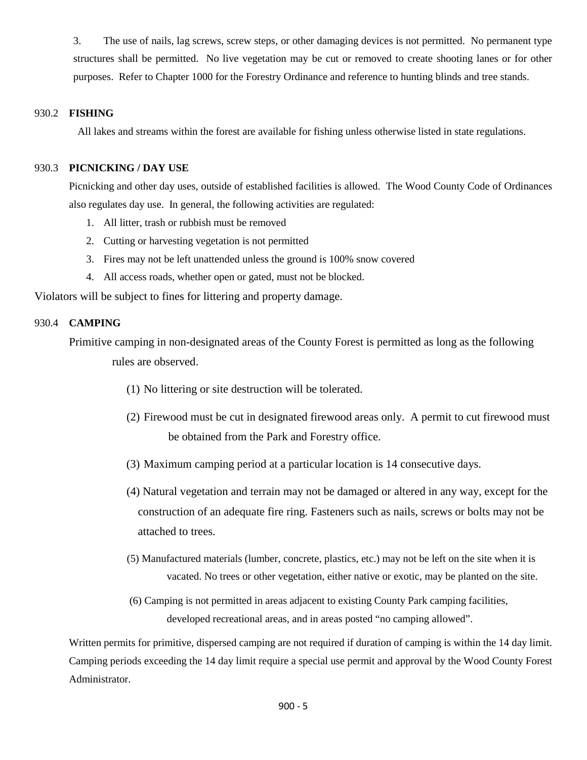3. The use of nails, lag screws, screw steps, or other damaging devices is not permitted. No permanent type structures shall be permitted. No live vegetation may be cut or removed to create shooting lanes or for other purposes. Refer to Chapter 1000 for the Forestry Ordinance and reference to hunting blinds and tree stands.

### 930.2 FISHING

All lakes and streams within the forest are available for fishing unless otherwise listed in state regulations.

### 930.3 PICNICKING / DAY USE

Picnicking and other day uses, outside of established facilities is allowed. The Wood County Code of Ordinances also regulates day use. In general, the following activities are regulated:

1. All litter, trash or rubbish must be removed
2. Cutting or harvesting vegetation is not permitted
3. Fires may not be left unattended unless the ground is 100% snow covered
4. All access roads, whether open or gated, must not be blocked.

Violators will be subject to fines for littering and property damage.

### 930.4 CAMPING

Primitive camping in non-designated areas of the County Forest is permitted as long as the following rules are observed.

(1) No littering or site destruction will be tolerated.

(2) Firewood must be cut in designated firewood areas only. A permit to cut firewood must be obtained from the Park and Forestry office.

(3) Maximum camping period at a particular location is 14 consecutive days.

(4) Natural vegetation and terrain may not be damaged or altered in any way, except for the construction of an adequate fire ring. Fasteners such as nails, screws or bolts may not be attached to trees.

(5) Manufactured materials (lumber, concrete, plastics, etc.) may not be left on the site when it is vacated. No trees or other vegetation, either native or exotic, may be planted on the site.

(6) Camping is not permitted in areas adjacent to existing County Park camping facilities, developed recreational areas, and in areas posted "no camping allowed".

Written permits for primitive, dispersed camping are not required if duration of camping is within the 14 day limit. Camping periods exceeding the 14 day limit require a special use permit and approval by the Wood County Forest Administrator.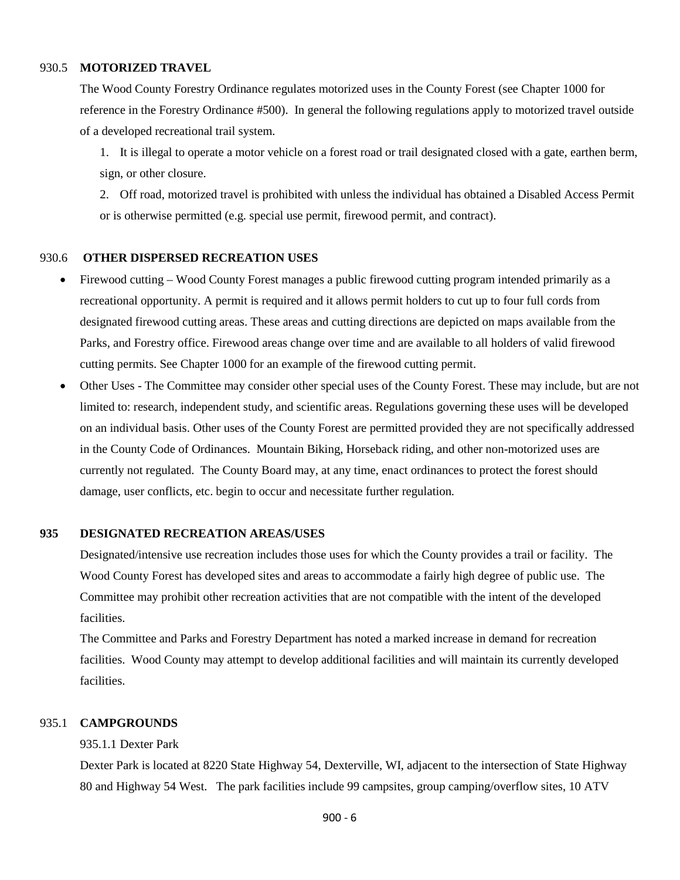## 930.5 MOTORIZED TRAVEL

The Wood County Forestry Ordinance regulates motorized uses in the County Forest (see Chapter 1000 for reference in the Forestry Ordinance #500). In general the following regulations apply to motorized travel outside of a developed recreational trail system.

1. It is illegal to operate a motor vehicle on a forest road or trail designated closed with a gate, earthen berm, sign, or other closure.
2. Off road, motorized travel is prohibited with unless the individual has obtained a Disabled Access Permit or is otherwise permitted (e.g. special use permit, firewood permit, and contract).

## 930.6 OTHER DISPERSED RECREATION USES

- Firewood cutting – Wood County Forest manages a public firewood cutting program intended primarily as a recreational opportunity. A permit is required and it allows permit holders to cut up to four full cords from designated firewood cutting areas. These areas and cutting directions are depicted on maps available from the Parks, and Forestry office. Firewood areas change over time and are available to all holders of valid firewood cutting permits. See Chapter 1000 for an example of the firewood cutting permit.
- Other Uses - The Committee may consider other special uses of the County Forest. These may include, but are not limited to: research, independent study, and scientific areas. Regulations governing these uses will be developed on an individual basis. Other uses of the County Forest are permitted provided they are not specifically addressed in the County Code of Ordinances. Mountain Biking, Horseback riding, and other non-motorized uses are currently not regulated. The County Board may, at any time, enact ordinances to protect the forest should damage, user conflicts, etc. begin to occur and necessitate further regulation.

## 935 DESIGNATED RECREATION AREAS/USES

Designated/intensive use recreation includes those uses for which the County provides a trail or facility. The Wood County Forest has developed sites and areas to accommodate a fairly high degree of public use. The Committee may prohibit other recreation activities that are not compatible with the intent of the developed facilities.

The Committee and Parks and Forestry Department has noted a marked increase in demand for recreation facilities. Wood County may attempt to develop additional facilities and will maintain its currently developed facilities.

## 935.1 CAMPGROUNDS

### 935.1.1 Dexter Park

Dexter Park is located at 8220 State Highway 54, Dexterville, WI, adjacent to the intersection of State Highway 80 and Highway 54 West. The park facilities include 99 campsites, group camping/overflow sites, 10 ATV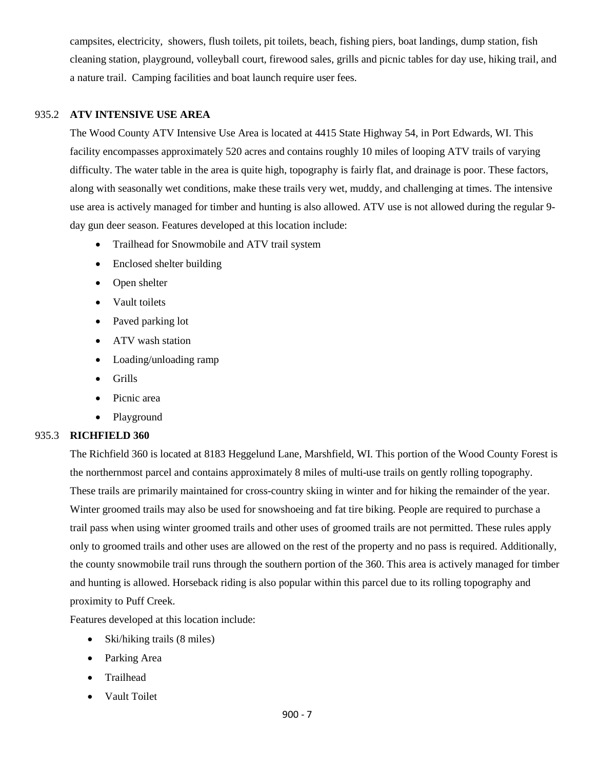campsites, electricity, showers, flush toilets, pit toilets, beach, fishing piers, boat landings, dump station, fish cleaning station, playground, volleyball court, firewood sales, grills and picnic tables for day use, hiking trail, and a nature trail. Camping facilities and boat launch require user fees.

### 935.2 ATV INTENSIVE USE AREA

The Wood County ATV Intensive Use Area is located at 4415 State Highway 54, in Port Edwards, WI. This facility encompasses approximately 520 acres and contains roughly 10 miles of looping ATV trails of varying difficulty. The water table in the area is quite high, topography is fairly flat, and drainage is poor. These factors, along with seasonally wet conditions, make these trails very wet, muddy, and challenging at times. The intensive use area is actively managed for timber and hunting is also allowed. ATV use is not allowed during the regular 9-day gun deer season. Features developed at this location include:

- Trailhead for Snowmobile and ATV trail system
- Enclosed shelter building
- Open shelter
- Vault toilets
- Paved parking lot
- ATV wash station
- Loading/unloading ramp
- Grills
- Picnic area
- Playground

### 935.3 RICHFIELD 360

The Richfield 360 is located at 8183 Heggelund Lane, Marshfield, WI. This portion of the Wood County Forest is the northernmost parcel and contains approximately 8 miles of multi-use trails on gently rolling topography. These trails are primarily maintained for cross-country skiing in winter and for hiking the remainder of the year. Winter groomed trails may also be used for snowshoeing and fat tire biking. People are required to purchase a trail pass when using winter groomed trails and other uses of groomed trails are not permitted. These rules apply only to groomed trails and other uses are allowed on the rest of the property and no pass is required. Additionally, the county snowmobile trail runs through the southern portion of the 360. This area is actively managed for timber and hunting is allowed. Horseback riding is also popular within this parcel due to its rolling topography and proximity to Puff Creek.

Features developed at this location include:

- Ski/hiking trails (8 miles)
- Parking Area
- Trailhead
- Vault Toilet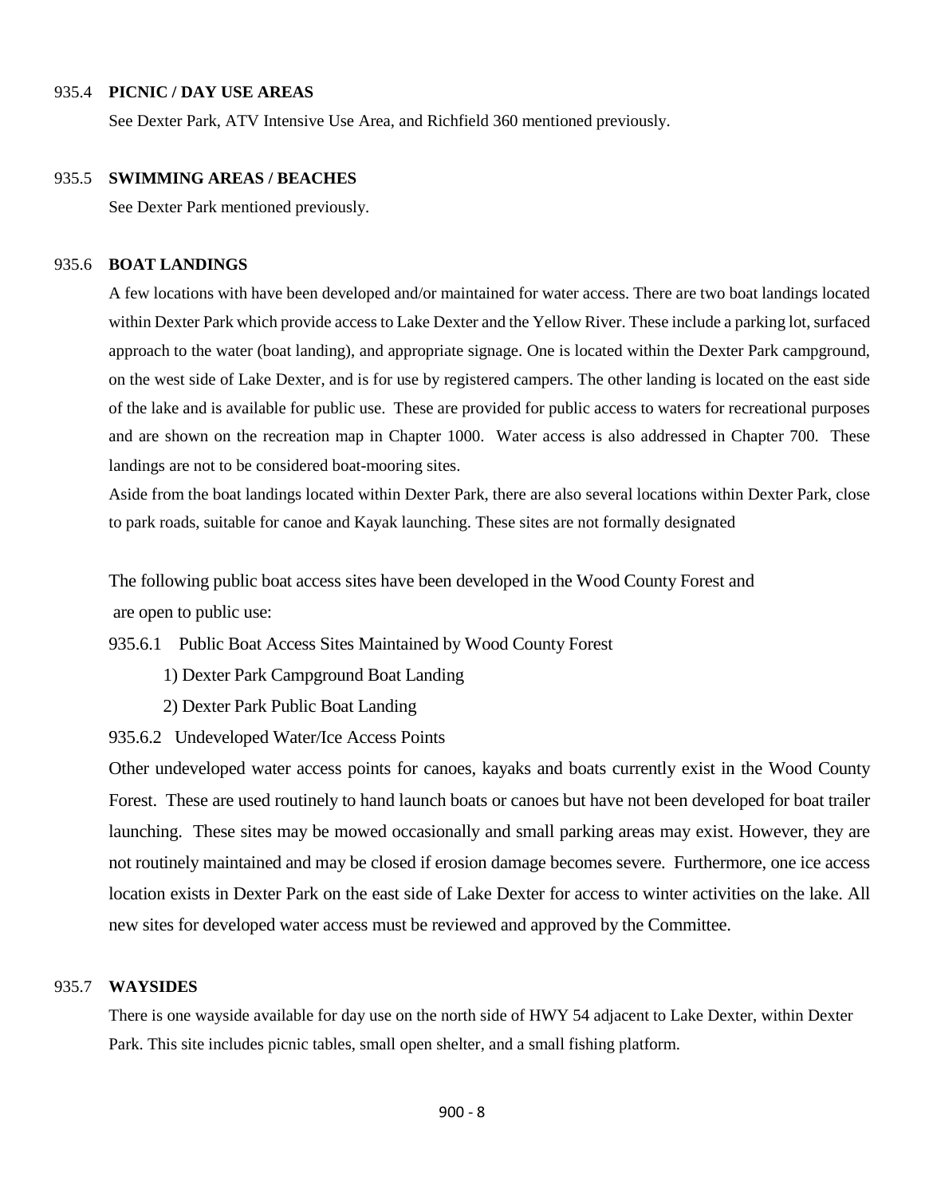## 935.4 PICNIC / DAY USE AREAS

See Dexter Park, ATV Intensive Use Area, and Richfield 360 mentioned previously.

## 935.5 SWIMMING AREAS / BEACHES

See Dexter Park mentioned previously.

## 935.6 BOAT LANDINGS

A few locations with have been developed and/or maintained for water access. There are two boat landings located within Dexter Park which provide access to Lake Dexter and the Yellow River. These include a parking lot, surfaced approach to the water (boat landing), and appropriate signage. One is located within the Dexter Park campground, on the west side of Lake Dexter, and is for use by registered campers. The other landing is located on the east side of the lake and is available for public use. These are provided for public access to waters for recreational purposes and are shown on the recreation map in Chapter 1000. Water access is also addressed in Chapter 700. These landings are not to be considered boat-mooring sites.

Aside from the boat landings located within Dexter Park, there are also several locations within Dexter Park, close to park roads, suitable for canoe and Kayak launching. These sites are not formally designated

The following public boat access sites have been developed in the Wood County Forest and are open to public use:

935.6.1 Public Boat Access Sites Maintained by Wood County Forest

1) Dexter Park Campground Boat Landing
2) Dexter Park Public Boat Landing

935.6.2 Undeveloped Water/Ice Access Points

Other undeveloped water access points for canoes, kayaks and boats currently exist in the Wood County Forest. These are used routinely to hand launch boats or canoes but have not been developed for boat trailer launching. These sites may be mowed occasionally and small parking areas may exist. However, they are not routinely maintained and may be closed if erosion damage becomes severe. Furthermore, one ice access location exists in Dexter Park on the east side of Lake Dexter for access to winter activities on the lake. All new sites for developed water access must be reviewed and approved by the Committee.

## 935.7 WAYSIDES

There is one wayside available for day use on the north side of HWY 54 adjacent to Lake Dexter, within Dexter Park. This site includes picnic tables, small open shelter, and a small fishing platform.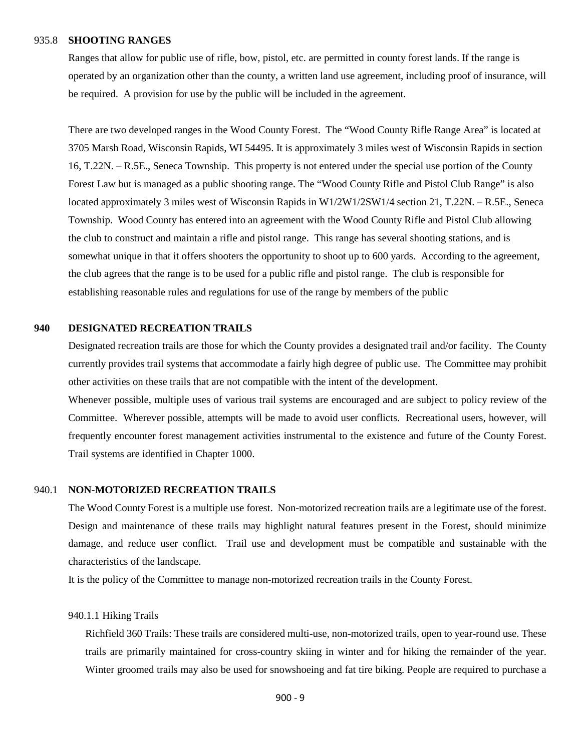### 935.8 SHOOTING RANGES

Ranges that allow for public use of rifle, bow, pistol, etc. are permitted in county forest lands. If the range is operated by an organization other than the county, a written land use agreement, including proof of insurance, will be required. A provision for use by the public will be included in the agreement.

There are two developed ranges in the Wood County Forest. The "Wood County Rifle Range Area" is located at 3705 Marsh Road, Wisconsin Rapids, WI 54495. It is approximately 3 miles west of Wisconsin Rapids in section 16, T.22N. – R.5E., Seneca Township. This property is not entered under the special use portion of the County Forest Law but is managed as a public shooting range. The "Wood County Rifle and Pistol Club Range" is also located approximately 3 miles west of Wisconsin Rapids in W1/2W1/2SW1/4 section 21, T.22N. – R.5E., Seneca Township. Wood County has entered into an agreement with the Wood County Rifle and Pistol Club allowing the club to construct and maintain a rifle and pistol range. This range has several shooting stations, and is somewhat unique in that it offers shooters the opportunity to shoot up to 600 yards. According to the agreement, the club agrees that the range is to be used for a public rifle and pistol range. The club is responsible for establishing reasonable rules and regulations for use of the range by members of the public

## 940 DESIGNATED RECREATION TRAILS

Designated recreation trails are those for which the County provides a designated trail and/or facility. The County currently provides trail systems that accommodate a fairly high degree of public use. The Committee may prohibit other activities on these trails that are not compatible with the intent of the development.

Whenever possible, multiple uses of various trail systems are encouraged and are subject to policy review of the Committee. Wherever possible, attempts will be made to avoid user conflicts. Recreational users, however, will frequently encounter forest management activities instrumental to the existence and future of the County Forest. Trail systems are identified in Chapter 1000.

### 940.1 NON-MOTORIZED RECREATION TRAILS

The Wood County Forest is a multiple use forest. Non-motorized recreation trails are a legitimate use of the forest. Design and maintenance of these trails may highlight natural features present in the Forest, should minimize damage, and reduce user conflict. Trail use and development must be compatible and sustainable with the characteristics of the landscape.

It is the policy of the Committee to manage non-motorized recreation trails in the County Forest.

#### 940.1.1 Hiking Trails

Richfield 360 Trails: These trails are considered multi-use, non-motorized trails, open to year-round use. These trails are primarily maintained for cross-country skiing in winter and for hiking the remainder of the year. Winter groomed trails may also be used for snowshoeing and fat tire biking. People are required to purchase a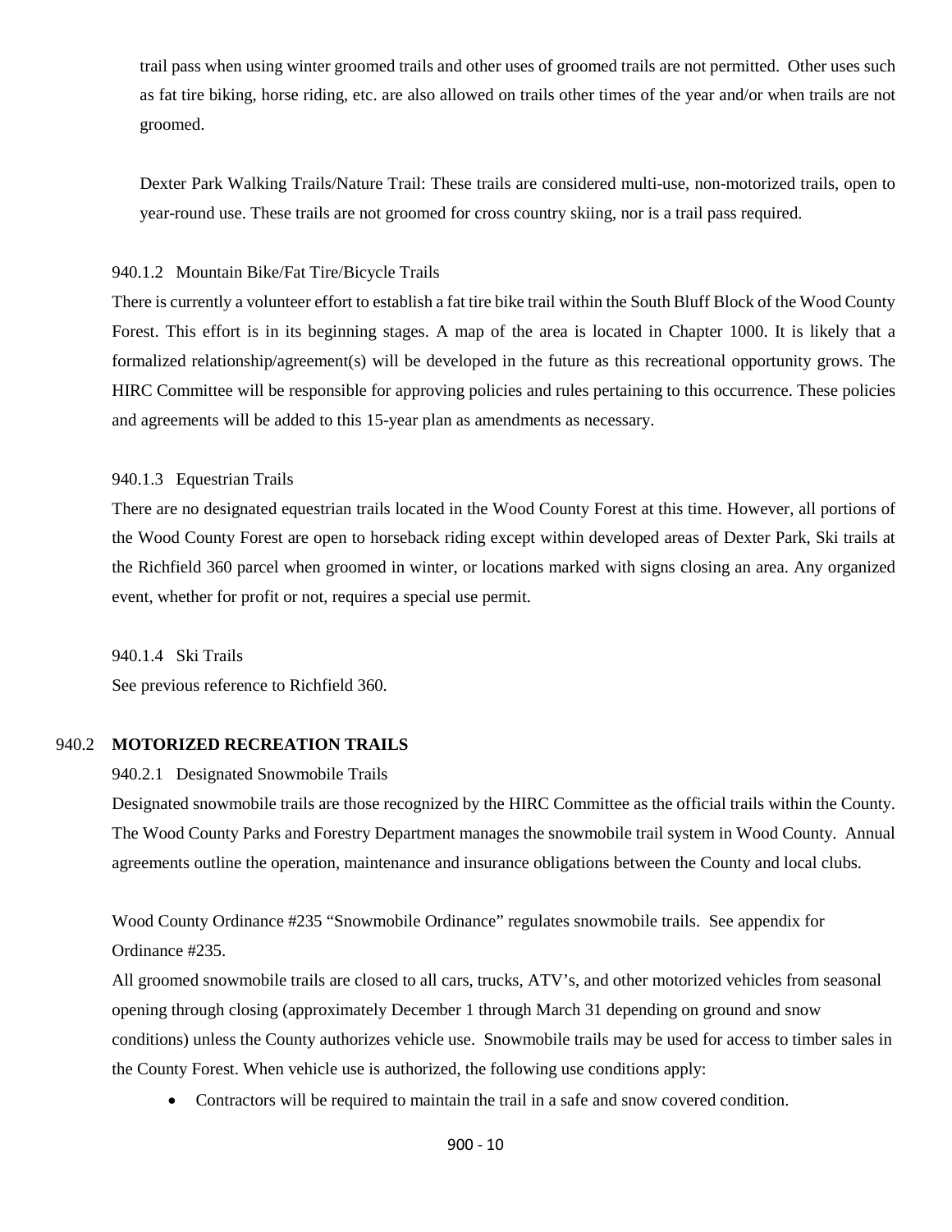trail pass when using winter groomed trails and other uses of groomed trails are not permitted. Other uses such as fat tire biking, horse riding, etc. are also allowed on trails other times of the year and/or when trails are not groomed.

Dexter Park Walking Trails/Nature Trail: These trails are considered multi-use, non-motorized trails, open to year-round use. These trails are not groomed for cross country skiing, nor is a trail pass required.

#### 940.1.2 Mountain Bike/Fat Tire/Bicycle Trails

There is currently a volunteer effort to establish a fat tire bike trail within the South Bluff Block of the Wood County Forest. This effort is in its beginning stages. A map of the area is located in Chapter 1000. It is likely that a formalized relationship/agreement(s) will be developed in the future as this recreational opportunity grows. The HIRC Committee will be responsible for approving policies and rules pertaining to this occurrence. These policies and agreements will be added to this 15-year plan as amendments as necessary.

#### 940.1.3 Equestrian Trails

There are no designated equestrian trails located in the Wood County Forest at this time. However, all portions of the Wood County Forest are open to horseback riding except within developed areas of Dexter Park, Ski trails at the Richfield 360 parcel when groomed in winter, or locations marked with signs closing an area. Any organized event, whether for profit or not, requires a special use permit.

#### 940.1.4 Ski Trails

See previous reference to Richfield 360.

## 940.2 MOTORIZED RECREATION TRAILS

#### 940.2.1 Designated Snowmobile Trails

Designated snowmobile trails are those recognized by the HIRC Committee as the official trails within the County. The Wood County Parks and Forestry Department manages the snowmobile trail system in Wood County. Annual agreements outline the operation, maintenance and insurance obligations between the County and local clubs.

Wood County Ordinance #235 "Snowmobile Ordinance" regulates snowmobile trails. See appendix for Ordinance #235.

All groomed snowmobile trails are closed to all cars, trucks, ATV's, and other motorized vehicles from seasonal opening through closing (approximately December 1 through March 31 depending on ground and snow conditions) unless the County authorizes vehicle use. Snowmobile trails may be used for access to timber sales in the County Forest. When vehicle use is authorized, the following use conditions apply:

- Contractors will be required to maintain the trail in a safe and snow covered condition.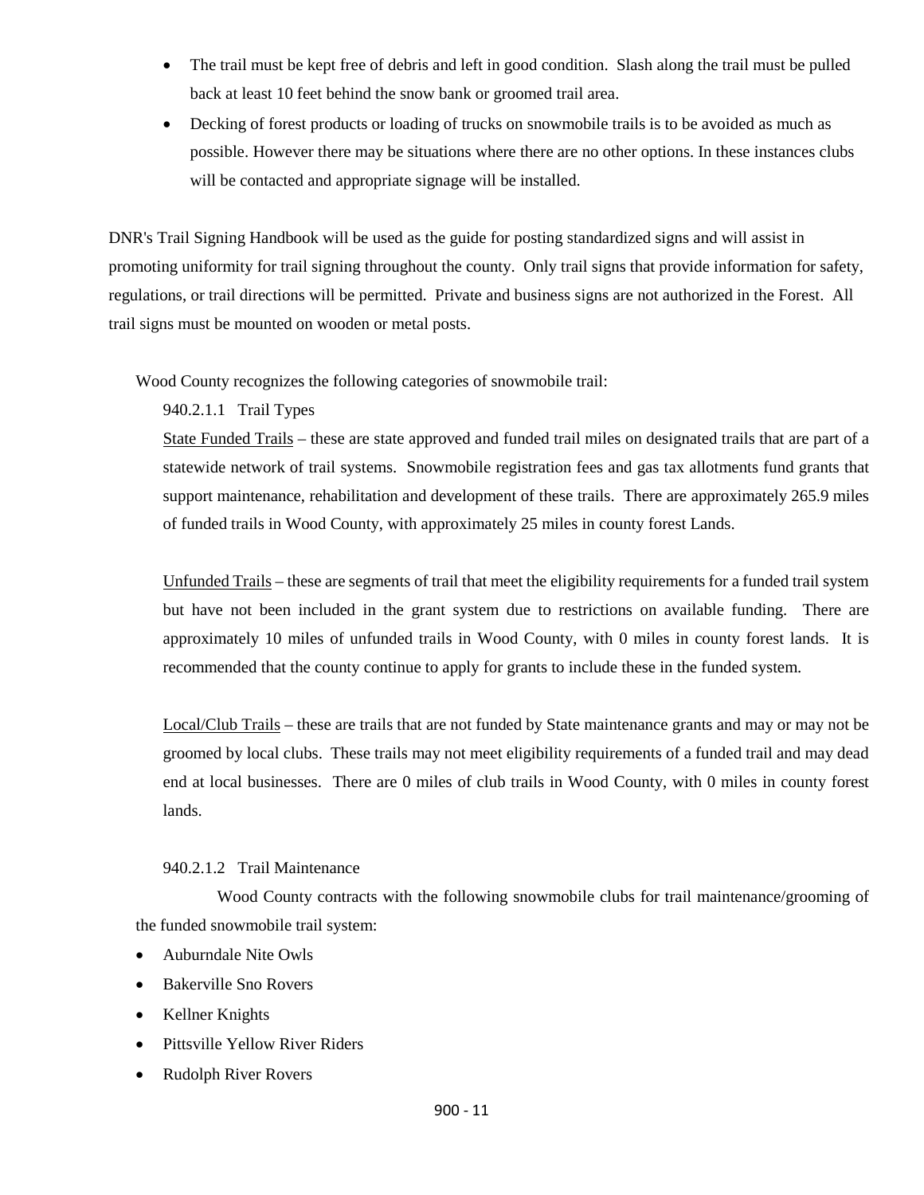- The trail must be kept free of debris and left in good condition. Slash along the trail must be pulled back at least 10 feet behind the snow bank or groomed trail area.
- Decking of forest products or loading of trucks on snowmobile trails is to be avoided as much as possible. However there may be situations where there are no other options. In these instances clubs will be contacted and appropriate signage will be installed.

DNR's Trail Signing Handbook will be used as the guide for posting standardized signs and will assist in promoting uniformity for trail signing throughout the county. Only trail signs that provide information for safety, regulations, or trail directions will be permitted. Private and business signs are not authorized in the Forest. All trail signs must be mounted on wooden or metal posts.

Wood County recognizes the following categories of snowmobile trail:

#### 940.2.1.1 Trail Types

State Funded Trails – these are state approved and funded trail miles on designated trails that are part of a statewide network of trail systems. Snowmobile registration fees and gas tax allotments fund grants that support maintenance, rehabilitation and development of these trails. There are approximately 265.9 miles of funded trails in Wood County, with approximately 25 miles in county forest Lands.

Unfunded Trails – these are segments of trail that meet the eligibility requirements for a funded trail system but have not been included in the grant system due to restrictions on available funding. There are approximately 10 miles of unfunded trails in Wood County, with 0 miles in county forest lands. It is recommended that the county continue to apply for grants to include these in the funded system.

Local/Club Trails – these are trails that are not funded by State maintenance grants and may or may not be groomed by local clubs. These trails may not meet eligibility requirements of a funded trail and may dead end at local businesses. There are 0 miles of club trails in Wood County, with 0 miles in county forest lands.

#### 940.2.1.2 Trail Maintenance

Wood County contracts with the following snowmobile clubs for trail maintenance/grooming of the funded snowmobile trail system:

- Auburndale Nite Owls
- Bakerville Sno Rovers
- Kellner Knights
- Pittsville Yellow River Riders
- Rudolph River Rovers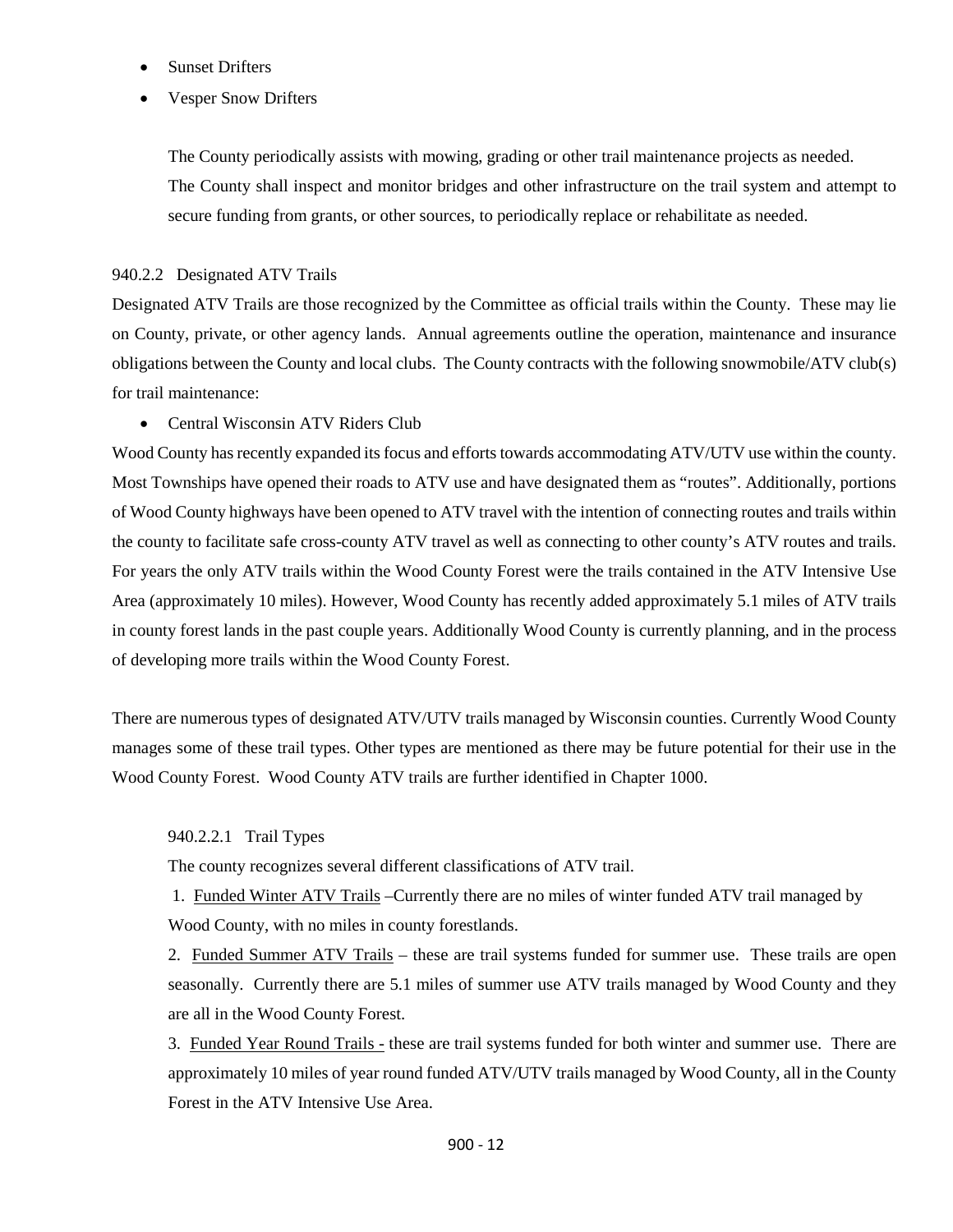- Sunset Drifters
- Vesper Snow Drifters

The County periodically assists with mowing, grading or other trail maintenance projects as needed. The County shall inspect and monitor bridges and other infrastructure on the trail system and attempt to secure funding from grants, or other sources, to periodically replace or rehabilitate as needed.

### 940.2.2 Designated ATV Trails

Designated ATV Trails are those recognized by the Committee as official trails within the County. These may lie on County, private, or other agency lands. Annual agreements outline the operation, maintenance and insurance obligations between the County and local clubs. The County contracts with the following snowmobile/ATV club(s) for trail maintenance:

- Central Wisconsin ATV Riders Club

Wood County has recently expanded its focus and efforts towards accommodating ATV/UTV use within the county. Most Townships have opened their roads to ATV use and have designated them as "routes". Additionally, portions of Wood County highways have been opened to ATV travel with the intention of connecting routes and trails within the county to facilitate safe cross-county ATV travel as well as connecting to other county's ATV routes and trails. For years the only ATV trails within the Wood County Forest were the trails contained in the ATV Intensive Use Area (approximately 10 miles). However, Wood County has recently added approximately 5.1 miles of ATV trails in county forest lands in the past couple years. Additionally Wood County is currently planning, and in the process of developing more trails within the Wood County Forest.

There are numerous types of designated ATV/UTV trails managed by Wisconsin counties. Currently Wood County manages some of these trail types. Other types are mentioned as there may be future potential for their use in the Wood County Forest. Wood County ATV trails are further identified in Chapter 1000.

#### 940.2.2.1 Trail Types

The county recognizes several different classifications of ATV trail.

1. Funded Winter ATV Trails –Currently there are no miles of winter funded ATV trail managed by Wood County, with no miles in county forestlands.
2. Funded Summer ATV Trails – these are trail systems funded for summer use. These trails are open seasonally. Currently there are 5.1 miles of summer use ATV trails managed by Wood County and they are all in the Wood County Forest.
3. Funded Year Round Trails - these are trail systems funded for both winter and summer use. There are approximately 10 miles of year round funded ATV/UTV trails managed by Wood County, all in the County Forest in the ATV Intensive Use Area.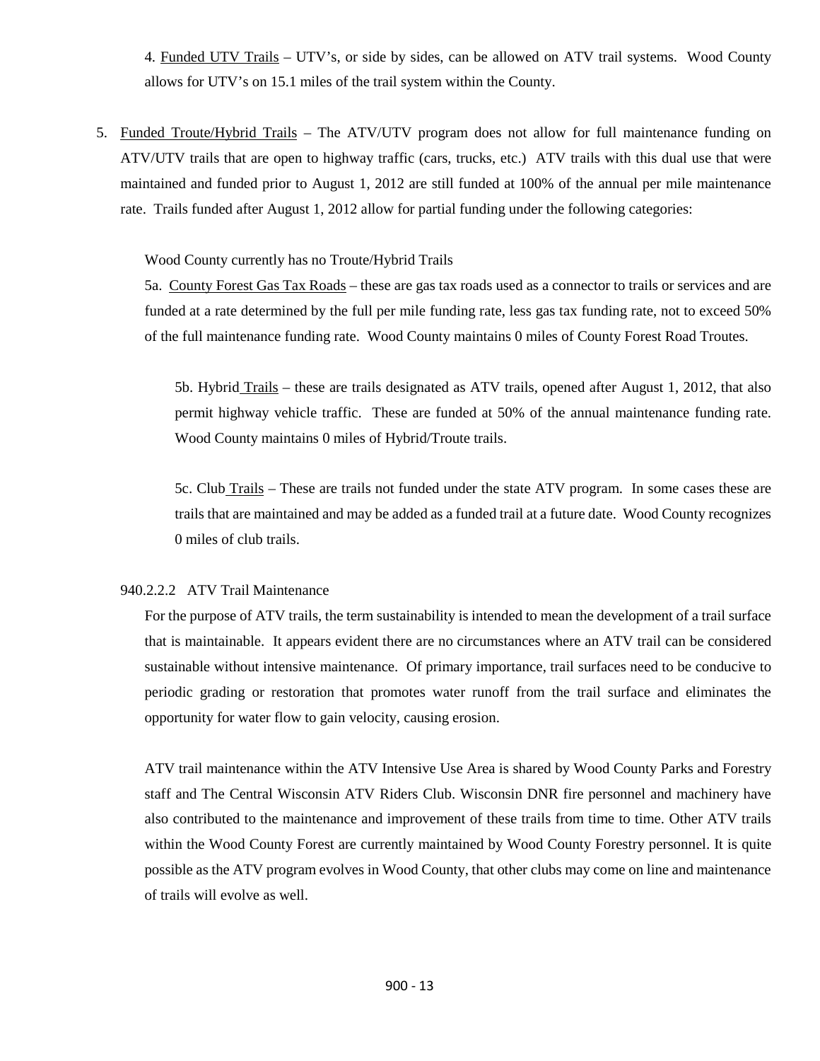4. Funded UTV Trails – UTV's, or side by sides, can be allowed on ATV trail systems. Wood County allows for UTV's on 15.1 miles of the trail system within the County.

5. Funded Troute/Hybrid Trails – The ATV/UTV program does not allow for full maintenance funding on ATV/UTV trails that are open to highway traffic (cars, trucks, etc.) ATV trails with this dual use that were maintained and funded prior to August 1, 2012 are still funded at 100% of the annual per mile maintenance rate. Trails funded after August 1, 2012 allow for partial funding under the following categories:

   Wood County currently has no Troute/Hybrid Trails

   5a. County Forest Gas Tax Roads – these are gas tax roads used as a connector to trails or services and are funded at a rate determined by the full per mile funding rate, less gas tax funding rate, not to exceed 50% of the full maintenance funding rate. Wood County maintains 0 miles of County Forest Road Troutes.

   5b. Hybrid Trails – these are trails designated as ATV trails, opened after August 1, 2012, that also permit highway vehicle traffic. These are funded at 50% of the annual maintenance funding rate. Wood County maintains 0 miles of Hybrid/Troute trails.

   5c. Club Trails – These are trails not funded under the state ATV program. In some cases these are trails that are maintained and may be added as a funded trail at a future date. Wood County recognizes 0 miles of club trails.

### 940.2.2.2 ATV Trail Maintenance

For the purpose of ATV trails, the term sustainability is intended to mean the development of a trail surface that is maintainable. It appears evident there are no circumstances where an ATV trail can be considered sustainable without intensive maintenance. Of primary importance, trail surfaces need to be conducive to periodic grading or restoration that promotes water runoff from the trail surface and eliminates the opportunity for water flow to gain velocity, causing erosion.

ATV trail maintenance within the ATV Intensive Use Area is shared by Wood County Parks and Forestry staff and The Central Wisconsin ATV Riders Club. Wisconsin DNR fire personnel and machinery have also contributed to the maintenance and improvement of these trails from time to time. Other ATV trails within the Wood County Forest are currently maintained by Wood County Forestry personnel. It is quite possible as the ATV program evolves in Wood County, that other clubs may come on line and maintenance of trails will evolve as well.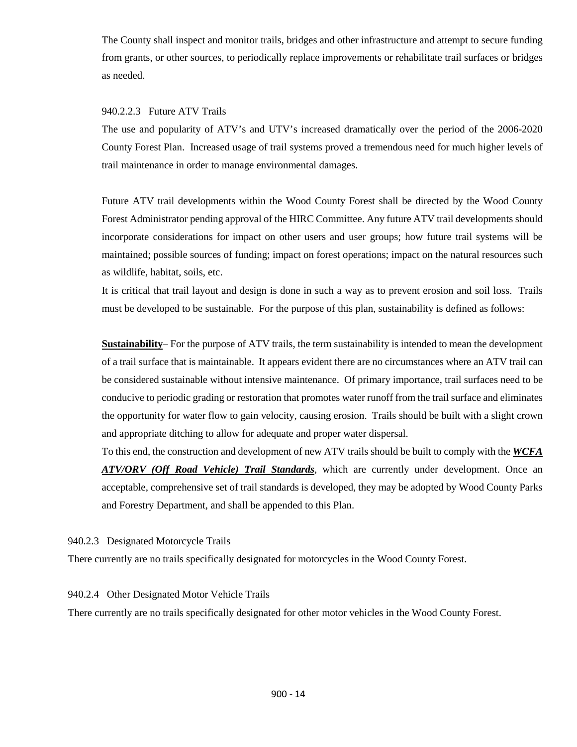The County shall inspect and monitor trails, bridges and other infrastructure and attempt to secure funding from grants, or other sources, to periodically replace improvements or rehabilitate trail surfaces or bridges as needed.

#### 940.2.2.3 Future ATV Trails

The use and popularity of ATV's and UTV's increased dramatically over the period of the 2006-2020 County Forest Plan. Increased usage of trail systems proved a tremendous need for much higher levels of trail maintenance in order to manage environmental damages.

Future ATV trail developments within the Wood County Forest shall be directed by the Wood County Forest Administrator pending approval of the HIRC Committee. Any future ATV trail developments should incorporate considerations for impact on other users and user groups; how future trail systems will be maintained; possible sources of funding; impact on forest operations; impact on the natural resources such as wildlife, habitat, soils, etc.

It is critical that trail layout and design is done in such a way as to prevent erosion and soil loss. Trails must be developed to be sustainable. For the purpose of this plan, sustainability is defined as follows:

<u>**Sustainability**</u>– For the purpose of ATV trails, the term sustainability is intended to mean the development of a trail surface that is maintainable. It appears evident there are no circumstances where an ATV trail can be considered sustainable without intensive maintenance. Of primary importance, trail surfaces need to be conducive to periodic grading or restoration that promotes water runoff from the trail surface and eliminates the opportunity for water flow to gain velocity, causing erosion. Trails should be built with a slight crown and appropriate ditching to allow for adequate and proper water dispersal.

To this end, the construction and development of new ATV trails should be built to comply with the <u>***WCFA ATV/ORV (Off Road Vehicle) Trail Standards***</u>, which are currently under development. Once an acceptable, comprehensive set of trail standards is developed, they may be adopted by Wood County Parks and Forestry Department, and shall be appended to this Plan.

### 940.2.3 Designated Motorcycle Trails

There currently are no trails specifically designated for motorcycles in the Wood County Forest.

### 940.2.4 Other Designated Motor Vehicle Trails

There currently are no trails specifically designated for other motor vehicles in the Wood County Forest.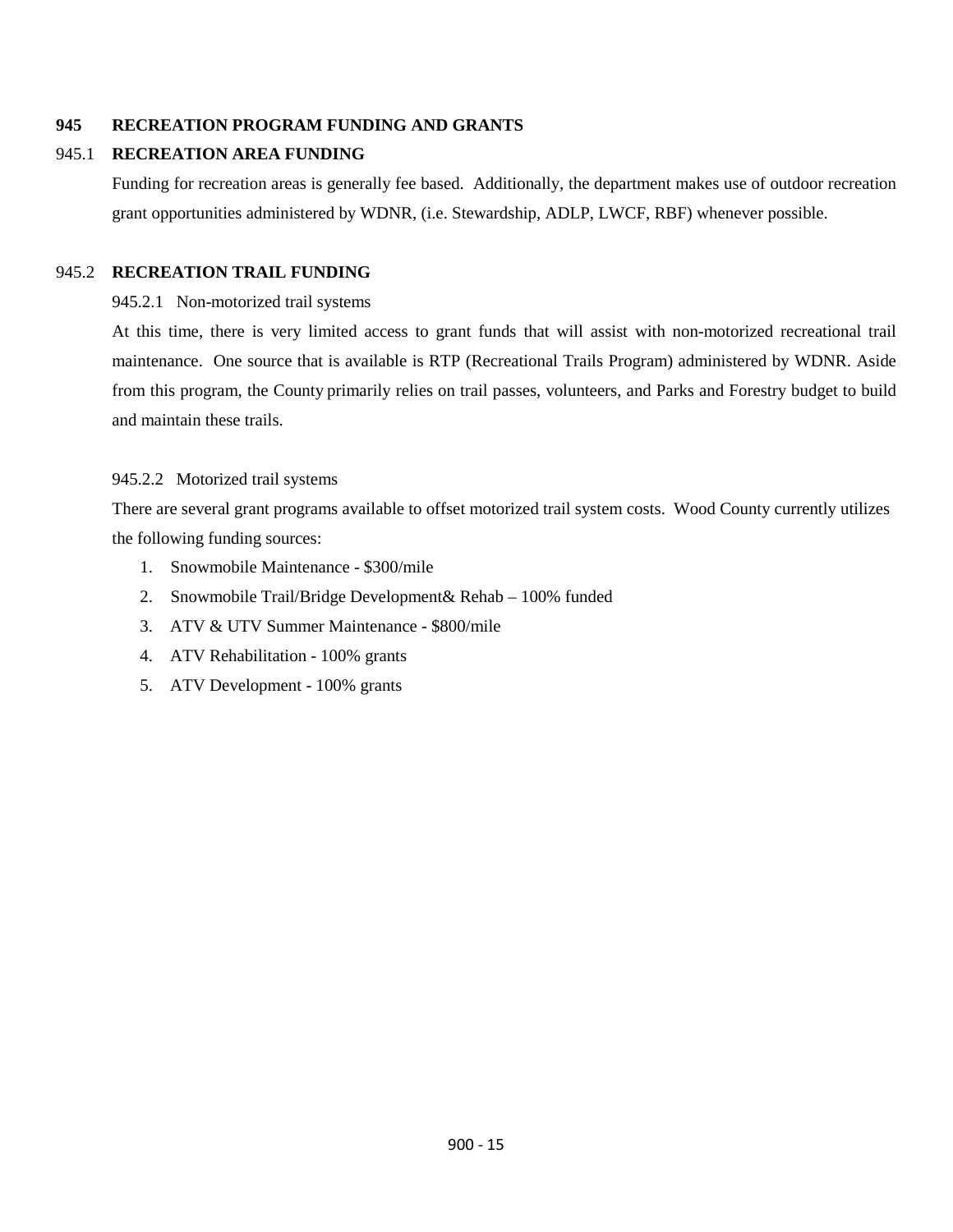## 945 RECREATION PROGRAM FUNDING AND GRANTS

### 945.1 RECREATION AREA FUNDING

Funding for recreation areas is generally fee based. Additionally, the department makes use of outdoor recreation grant opportunities administered by WDNR, (i.e. Stewardship, ADLP, LWCF, RBF) whenever possible.

### 945.2 RECREATION TRAIL FUNDING

945.2.1 Non-motorized trail systems

At this time, there is very limited access to grant funds that will assist with non-motorized recreational trail maintenance. One source that is available is RTP (Recreational Trails Program) administered by WDNR. Aside from this program, the County primarily relies on trail passes, volunteers, and Parks and Forestry budget to build and maintain these trails.

945.2.2 Motorized trail systems

There are several grant programs available to offset motorized trail system costs. Wood County currently utilizes the following funding sources:

1. Snowmobile Maintenance - $300/mile
2. Snowmobile Trail/Bridge Development& Rehab – 100% funded
3. ATV & UTV Summer Maintenance - $800/mile
4. ATV Rehabilitation - 100% grants
5. ATV Development - 100% grants